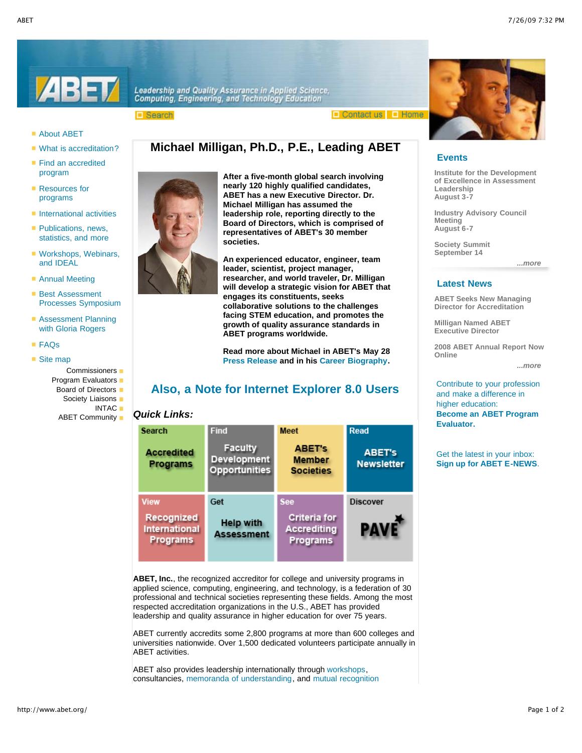Leadership and Quality Assurance in Applied Science, Computing, Engineering, and Technology Education

Search | Contact us | Home

- About ABET
- What is accreditation?
- Find an accredited program
- Resources for programs
- International activities
- Publications, news, statistics, and more
- Workshops, Webinars, and IDEAL
- Annual Meeting
- Best Assessment Processes Symposium
- Assessment Planning with Gloria Rogers
- FAQs
- Site map

Commissioners
Program Evaluators
Board of Directors
Society Liaisons
INTAC
ABET Community

## Michael Milligan, Ph.D., P.E., Leading ABET

**After a five-month global search involving nearly 120 highly qualified candidates, ABET has a new Executive Director. Dr. Michael Milligan has assumed the leadership role, reporting directly to the Board of Directors, which is comprised of representatives of ABET's 30 member societies.**

**An experienced educator, engineer, team leader, scientist, project manager, researcher, and world traveler, Dr. Milligan will develop a strategic vision for ABET that engages its constituents, seeks collaborative solutions to the challenges facing STEM education, and promotes the growth of quality assurance standards in ABET programs worldwide.**

**Read more about Michael in ABET's May 28 Press Release and in his Career Biography.**

## Also, a Note for Internet Explorer 8.0 Users

### *Quick Links:*

| Search Accredited Programs | Find Faculty Development Opportunities | Meet ABET's Member Societies | Read ABET's Newsletter |
|---|---|---|---|
| View Recognized International Programs | Get Help with Assessment | See Criteria for Accrediting Programs | Discover PAVE |

**ABET, Inc.**, the recognized accreditor for college and university programs in applied science, computing, engineering, and technology, is a federation of 30 professional and technical societies representing these fields. Among the most respected accreditation organizations in the U.S., ABET has provided leadership and quality assurance in higher education for over 75 years.

ABET currently accredits some 2,800 programs at more than 600 colleges and universities nationwide. Over 1,500 dedicated volunteers participate annually in ABET activities.

ABET also provides leadership internationally through workshops, consultancies, memoranda of understanding, and mutual recognition

### Events

**Institute for the Development of Excellence in Assessment Leadership**
**August 3-7**

**Industry Advisory Council Meeting**
**August 6-7**

**Society Summit**
**September 14**

***...more***

### Latest News

**ABET Seeks New Managing Director for Accreditation**

**Milligan Named ABET Executive Director**

**2008 ABET Annual Report Now Online**

***...more***

Contribute to your profession and make a difference in higher education: **Become an ABET Program Evaluator.**

Get the latest in your inbox: **Sign up for ABET E-NEWS**.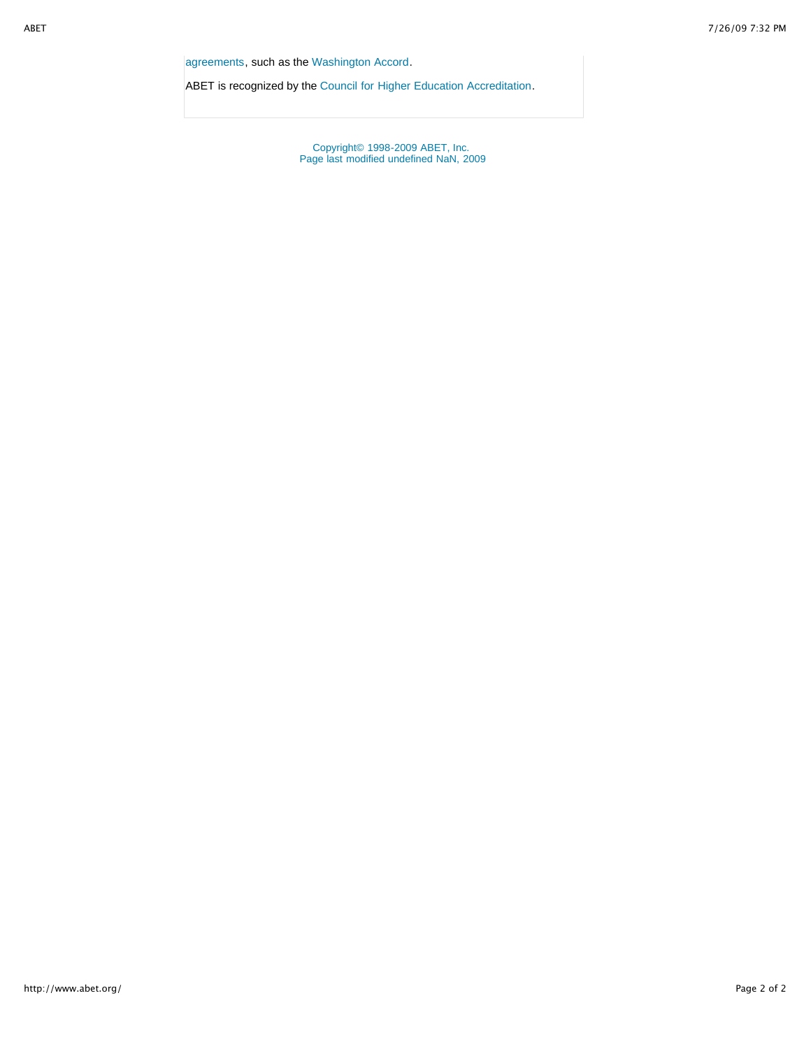agreements, such as the Washington Accord.

ABET is recognized by the Council for Higher Education Accreditation.

Copyright© 1998-2009 ABET, Inc.
Page last modified undefined NaN, 2009